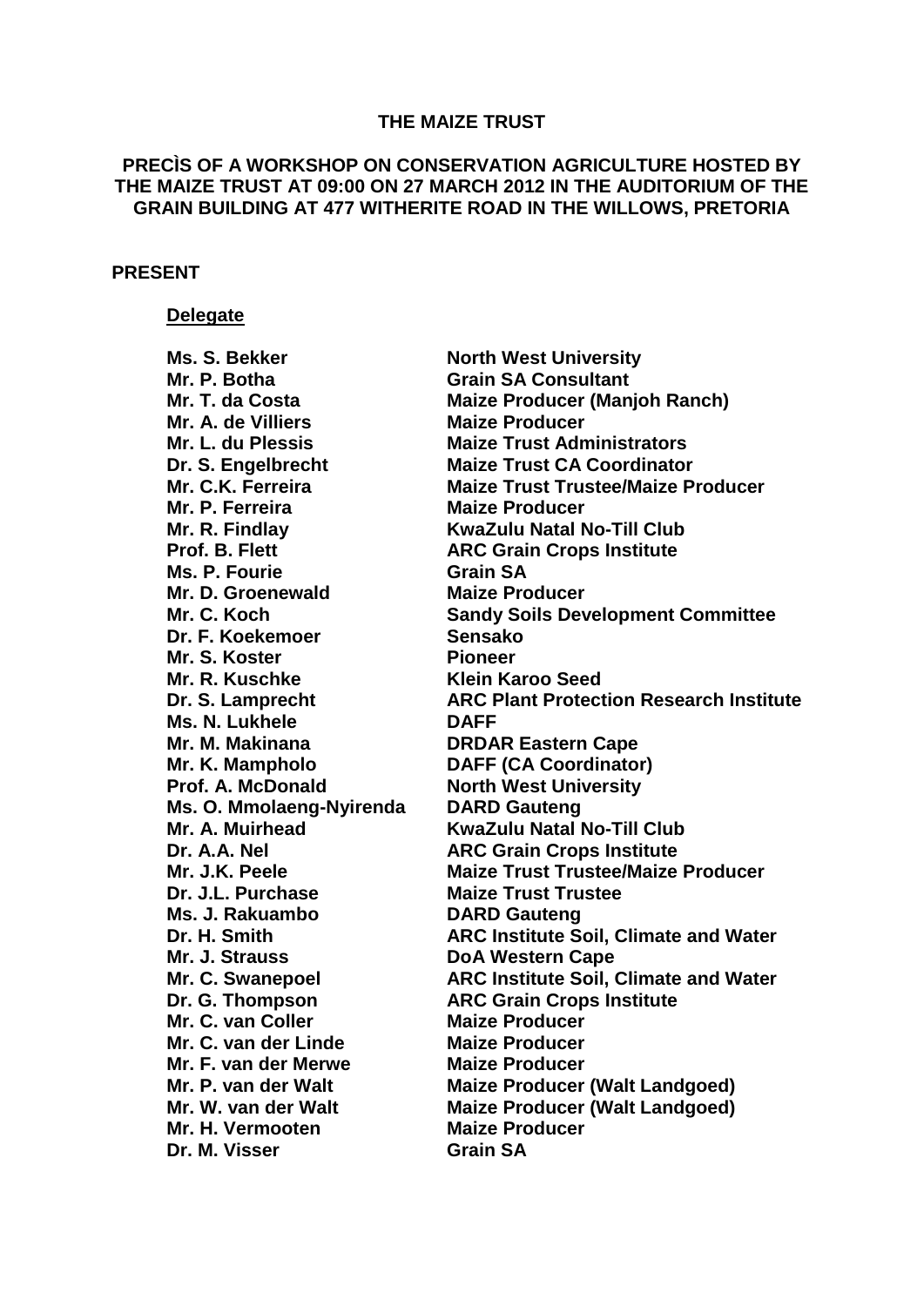**THE MAIZE TRUST**

**PRECÌS OF A WORKSHOP ON CONSERVATION AGRICULTURE HOSTED BY THE MAIZE TRUST AT 09:00 ON 27 MARCH 2012 IN THE AUDITORIUM OF THE GRAIN BUILDING AT 477 WITHERITE ROAD IN THE WILLOWS, PRETORIA**

**PRESENT**

**Delegate**

| | |
|---|---|
| **Ms. S. Bekker** | **North West University** |
| **Mr. P. Botha** | **Grain SA Consultant** |
| **Mr. T. da Costa** | **Maize Producer (Manjoh Ranch)** |
| **Mr. A. de Villiers** | **Maize Producer** |
| **Mr. L. du Plessis** | **Maize Trust Administrators** |
| **Dr. S. Engelbrecht** | **Maize Trust CA Coordinator** |
| **Mr. C.K. Ferreira** | **Maize Trust Trustee/Maize Producer** |
| **Mr. P. Ferreira** | **Maize Producer** |
| **Mr. R. Findlay** | **KwaZulu Natal No-Till Club** |
| **Prof. B. Flett** | **ARC Grain Crops Institute** |
| **Ms. P. Fourie** | **Grain SA** |
| **Mr. D. Groenewald** | **Maize Producer** |
| **Mr. C. Koch** | **Sandy Soils Development Committee** |
| **Dr. F. Koekemoer** | **Sensako** |
| **Mr. S. Koster** | **Pioneer** |
| **Mr. R. Kuschke** | **Klein Karoo Seed** |
| **Dr. S. Lamprecht** | **ARC Plant Protection Research Institute** |
| **Ms. N. Lukhele** | **DAFF** |
| **Mr. M. Makinana** | **DRDAR Eastern Cape** |
| **Mr. K. Mampholo** | **DAFF (CA Coordinator)** |
| **Prof. A. McDonald** | **North West University** |
| **Ms. O. Mmolaeng-Nyirenda** | **DARD Gauteng** |
| **Mr. A. Muirhead** | **KwaZulu Natal No-Till Club** |
| **Dr. A.A. Nel** | **ARC Grain Crops Institute** |
| **Mr. J.K. Peele** | **Maize Trust Trustee/Maize Producer** |
| **Dr. J.L. Purchase** | **Maize Trust Trustee** |
| **Ms. J. Rakuambo** | **DARD Gauteng** |
| **Dr. H. Smith** | **ARC Institute Soil, Climate and Water** |
| **Mr. J. Strauss** | **DoA Western Cape** |
| **Mr. C. Swanepoel** | **ARC Institute Soil, Climate and Water** |
| **Dr. G. Thompson** | **ARC Grain Crops Institute** |
| **Mr. C. van Coller** | **Maize Producer** |
| **Mr. C. van der Linde** | **Maize Producer** |
| **Mr. F. van der Merwe** | **Maize Producer** |
| **Mr. P. van der Walt** | **Maize Producer (Walt Landgoed)** |
| **Mr. W. van der Walt** | **Maize Producer (Walt Landgoed)** |
| **Mr. H. Vermooten** | **Maize Producer** |
| **Dr. M. Visser** | **Grain SA** |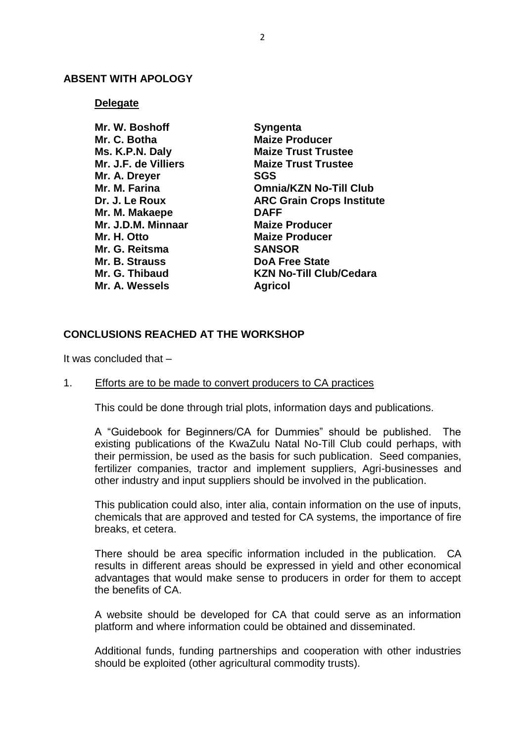## ABSENT WITH APOLOGY

**Delegate**

| | |
|---|---|
| **Mr. W. Boshoff** | **Syngenta** |
| **Mr. C. Botha** | **Maize Producer** |
| **Ms. K.P.N. Daly** | **Maize Trust Trustee** |
| **Mr. J.F. de Villiers** | **Maize Trust Trustee** |
| **Mr. A. Dreyer** | **SGS** |
| **Mr. M. Farina** | **Omnia/KZN No-Till Club** |
| **Dr. J. Le Roux** | **ARC Grain Crops Institute** |
| **Mr. M. Makaepe** | **DAFF** |
| **Mr. J.D.M. Minnaar** | **Maize Producer** |
| **Mr. H. Otto** | **Maize Producer** |
| **Mr. G. Reitsma** | **SANSOR** |
| **Mr. B. Strauss** | **DoA Free State** |
| **Mr. G. Thibaud** | **KZN No-Till Club/Cedara** |
| **Mr. A. Wessels** | **Agricol** |

## CONCLUSIONS REACHED AT THE WORKSHOP

It was concluded that –

1. <u>Efforts are to be made to convert producers to CA practices</u>

   This could be done through trial plots, information days and publications.

   A "Guidebook for Beginners/CA for Dummies" should be published. The existing publications of the KwaZulu Natal No-Till Club could perhaps, with their permission, be used as the basis for such publication. Seed companies, fertilizer companies, tractor and implement suppliers, Agri-businesses and other industry and input suppliers should be involved in the publication.

   This publication could also, inter alia, contain information on the use of inputs, chemicals that are approved and tested for CA systems, the importance of fire breaks, et cetera.

   There should be area specific information included in the publication. CA results in different areas should be expressed in yield and other economical advantages that would make sense to producers in order for them to accept the benefits of CA.

   A website should be developed for CA that could serve as an information platform and where information could be obtained and disseminated.

   Additional funds, funding partnerships and cooperation with other industries should be exploited (other agricultural commodity trusts).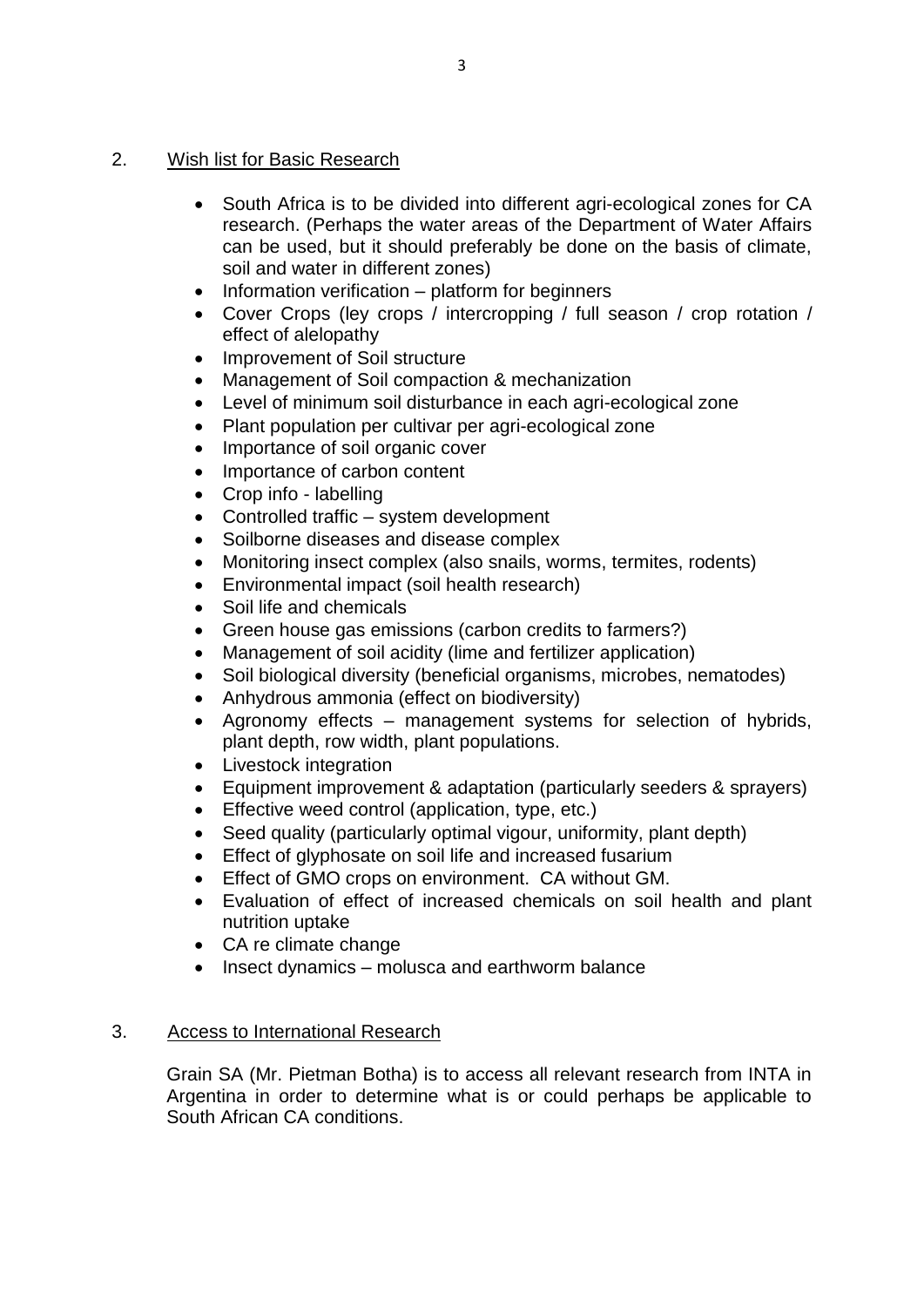## 2. Wish list for Basic Research

- South Africa is to be divided into different agri-ecological zones for CA research. (Perhaps the water areas of the Department of Water Affairs can be used, but it should preferably be done on the basis of climate, soil and water in different zones)
- Information verification – platform for beginners
- Cover Crops (ley crops / intercropping / full season / crop rotation / effect of alelopathy
- Improvement of Soil structure
- Management of Soil compaction & mechanization
- Level of minimum soil disturbance in each agri-ecological zone
- Plant population per cultivar per agri-ecological zone
- Importance of soil organic cover
- Importance of carbon content
- Crop info - labelling
- Controlled traffic – system development
- Soilborne diseases and disease complex
- Monitoring insect complex (also snails, worms, termites, rodents)
- Environmental impact (soil health research)
- Soil life and chemicals
- Green house gas emissions (carbon credits to farmers?)
- Management of soil acidity (lime and fertilizer application)
- Soil biological diversity (beneficial organisms, microbes, nematodes)
- Anhydrous ammonia (effect on biodiversity)
- Agronomy effects – management systems for selection of hybrids, plant depth, row width, plant populations.
- Livestock integration
- Equipment improvement & adaptation (particularly seeders & sprayers)
- Effective weed control (application, type, etc.)
- Seed quality (particularly optimal vigour, uniformity, plant depth)
- Effect of glyphosate on soil life and increased fusarium
- Effect of GMO crops on environment. CA without GM.
- Evaluation of effect of increased chemicals on soil health and plant nutrition uptake
- CA re climate change
- Insect dynamics – molusca and earthworm balance

## 3. Access to International Research

Grain SA (Mr. Pietman Botha) is to access all relevant research from INTA in Argentina in order to determine what is or could perhaps be applicable to South African CA conditions.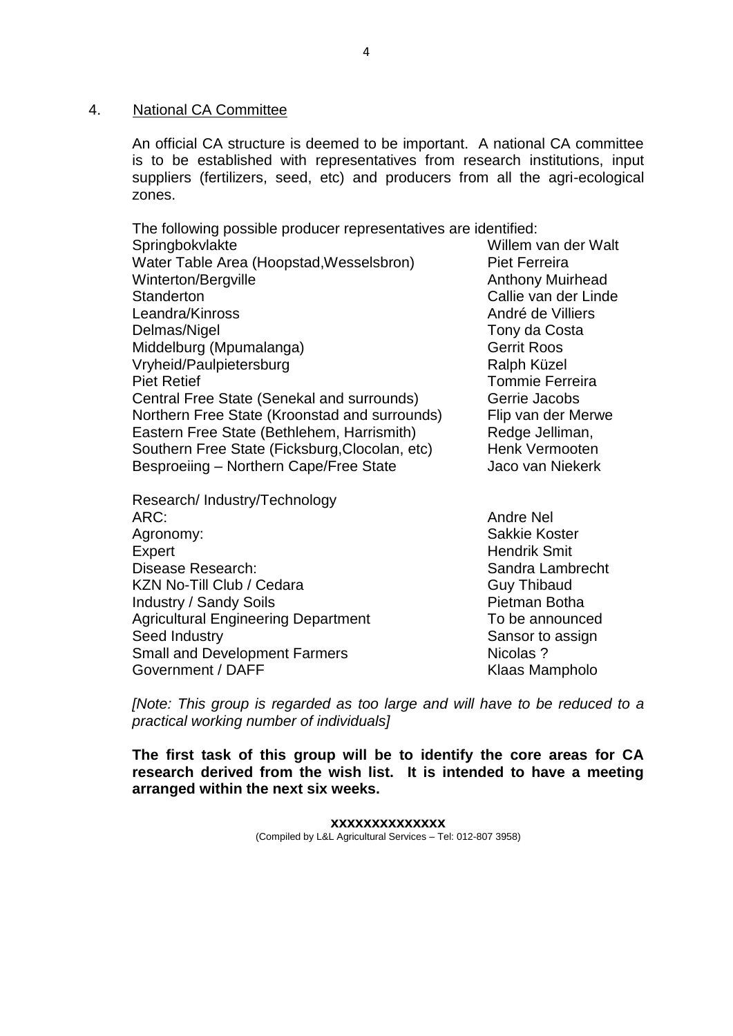## 4. National CA Committee

An official CA structure is deemed to be important. A national CA committee is to be established with representatives from research institutions, input suppliers (fertilizers, seed, etc) and producers from all the agri-ecological zones.

The following possible producer representatives are identified:

| | |
|---|---|
| Springbokvlakte | Willem van der Walt |
| Water Table Area (Hoopstad,Wesselsbron) | Piet Ferreira |
| Winterton/Bergville | Anthony Muirhead |
| Standerton | Callie van der Linde |
| Leandra/Kinross | André de Villiers |
| Delmas/Nigel | Tony da Costa |
| Middelburg (Mpumalanga) | Gerrit Roos |
| Vryheid/Paulpietersburg | Ralph Küzel |
| Piet Retief | Tommie Ferreira |
| Central Free State (Senekal and surrounds) | Gerrie Jacobs |
| Northern Free State (Kroonstad and surrounds) | Flip van der Merwe |
| Eastern Free State (Bethlehem, Harrismith) | Redge Jelliman, |
| Southern Free State (Ficksburg,Clocolan, etc) | Henk Vermooten |
| Besproeiing – Northern Cape/Free State | Jaco van Niekerk |

| | |
|---|---|
| Research/ Industry/Technology | |
| ARC: | Andre Nel |
| Agronomy: | Sakkie Koster |
| Expert | Hendrik Smit |
| Disease Research: | Sandra Lambrecht |
| KZN No-Till Club / Cedara | Guy Thibaud |
| Industry / Sandy Soils | Pietman Botha |
| Agricultural Engineering Department | To be announced |
| Seed Industry | Sansor to assign |
| Small and Development Farmers | Nicolas ? |
| Government / DAFF | Klaas Mampholo |

*[Note: This group is regarded as too large and will have to be reduced to a practical working number of individuals]*

**The first task of this group will be to identify the core areas for CA research derived from the wish list. It is intended to have a meeting arranged within the next six weeks.**

**xxxxxxxxxxxxxx**

(Compiled by L&L Agricultural Services – Tel: 012-807 3958)